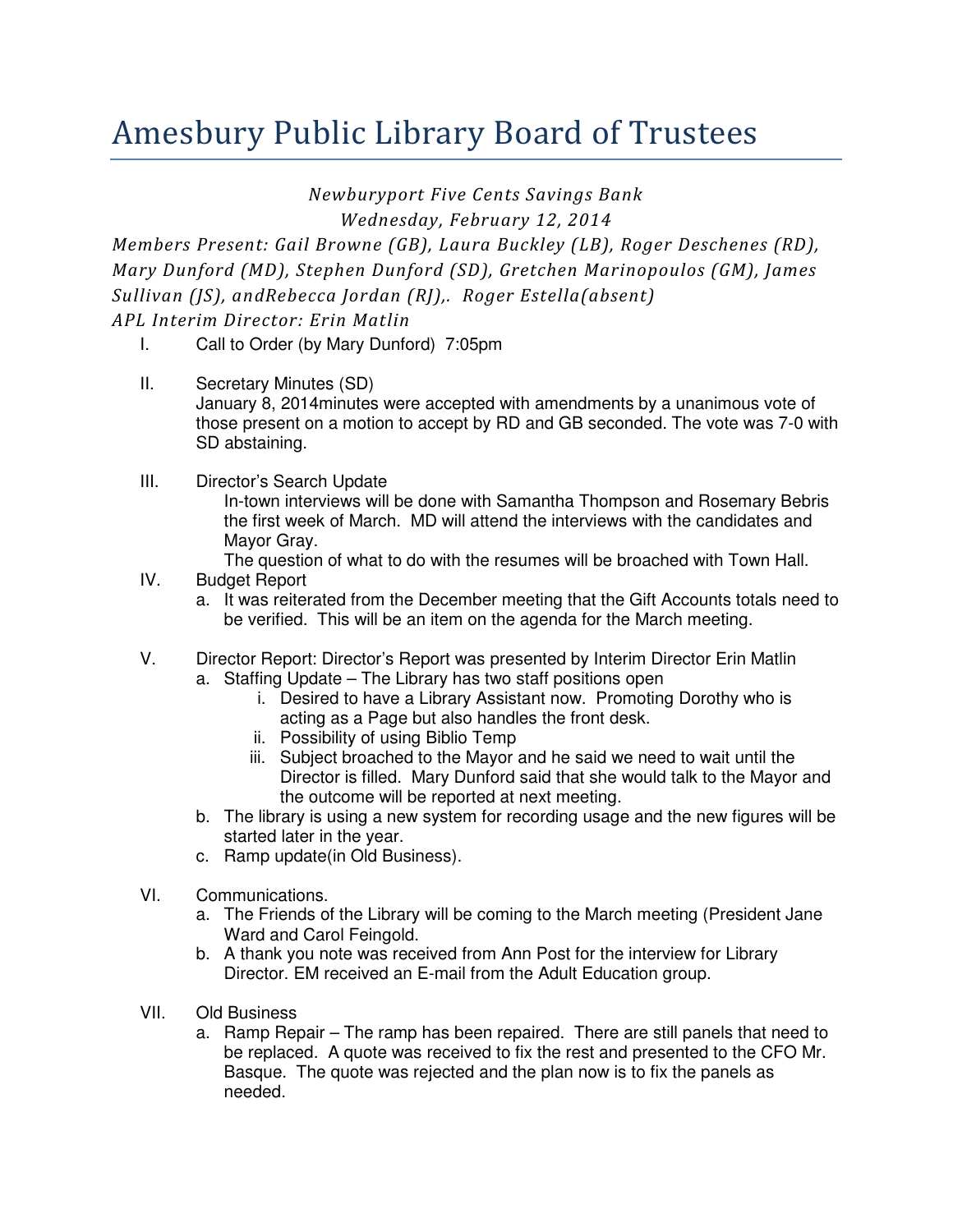# Amesbury Public Library Board of Trustees

*Newburyport Five Cents Savings Bank*

*Wednesday, February 12, 2014*

*Members Present: Gail Browne (GB), Laura Buckley (LB), Roger Deschenes (RD), Mary Dunford (MD), Stephen Dunford (SD), Gretchen Marinopoulos (GM), James Sullivan (JS), andRebecca Jordan (RJ),. Roger Estella(absent)*

*APL Interim Director: Erin Matlin*

I. Call to Order (by Mary Dunford) 7:05pm

II. Secretary Minutes (SD)
January 8, 2014minutes were accepted with amendments by a unanimous vote of those present on a motion to accept by RD and GB seconded. The vote was 7-0 with SD abstaining.

III. Director's Search Update
In-town interviews will be done with Samantha Thompson and Rosemary Bebris the first week of March. MD will attend the interviews with the candidates and Mayor Gray.
The question of what to do with the resumes will be broached with Town Hall.

IV. Budget Report
   a. It was reiterated from the December meeting that the Gift Accounts totals need to be verified. This will be an item on the agenda for the March meeting.

V. Director Report: Director's Report was presented by Interim Director Erin Matlin
   a. Staffing Update – The Library has two staff positions open
      i. Desired to have a Library Assistant now. Promoting Dorothy who is acting as a Page but also handles the front desk.
      ii. Possibility of using Biblio Temp
      iii. Subject broached to the Mayor and he said we need to wait until the Director is filled. Mary Dunford said that she would talk to the Mayor and the outcome will be reported at next meeting.
   b. The library is using a new system for recording usage and the new figures will be started later in the year.
   c. Ramp update(in Old Business).

VI. Communications.
   a. The Friends of the Library will be coming to the March meeting (President Jane Ward and Carol Feingold.
   b. A thank you note was received from Ann Post for the interview for Library Director. EM received an E-mail from the Adult Education group.

VII. Old Business
   a. Ramp Repair – The ramp has been repaired. There are still panels that need to be replaced. A quote was received to fix the rest and presented to the CFO Mr. Basque. The quote was rejected and the plan now is to fix the panels as needed.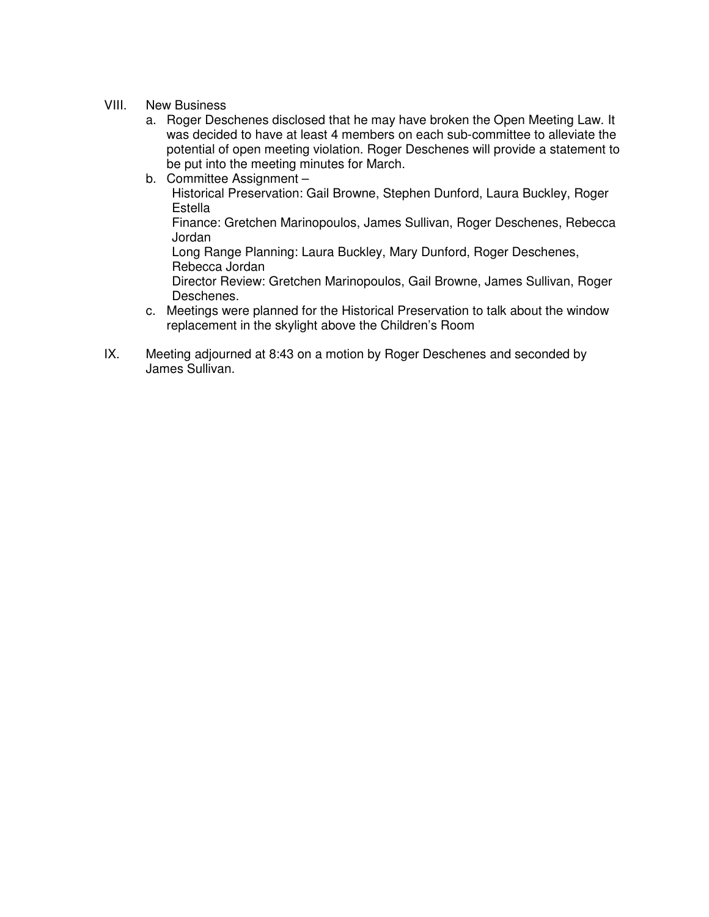VIII. New Business

a. Roger Deschenes disclosed that he may have broken the Open Meeting Law. It was decided to have at least 4 members on each sub-committee to alleviate the potential of open meeting violation. Roger Deschenes will provide a statement to be put into the meeting minutes for March.

b. Committee Assignment –

   Historical Preservation: Gail Browne, Stephen Dunford, Laura Buckley, Roger Estella

   Finance: Gretchen Marinopoulos, James Sullivan, Roger Deschenes, Rebecca Jordan

   Long Range Planning: Laura Buckley, Mary Dunford, Roger Deschenes, Rebecca Jordan

   Director Review: Gretchen Marinopoulos, Gail Browne, James Sullivan, Roger Deschenes.

c. Meetings were planned for the Historical Preservation to talk about the window replacement in the skylight above the Children's Room

IX. Meeting adjourned at 8:43 on a motion by Roger Deschenes and seconded by James Sullivan.